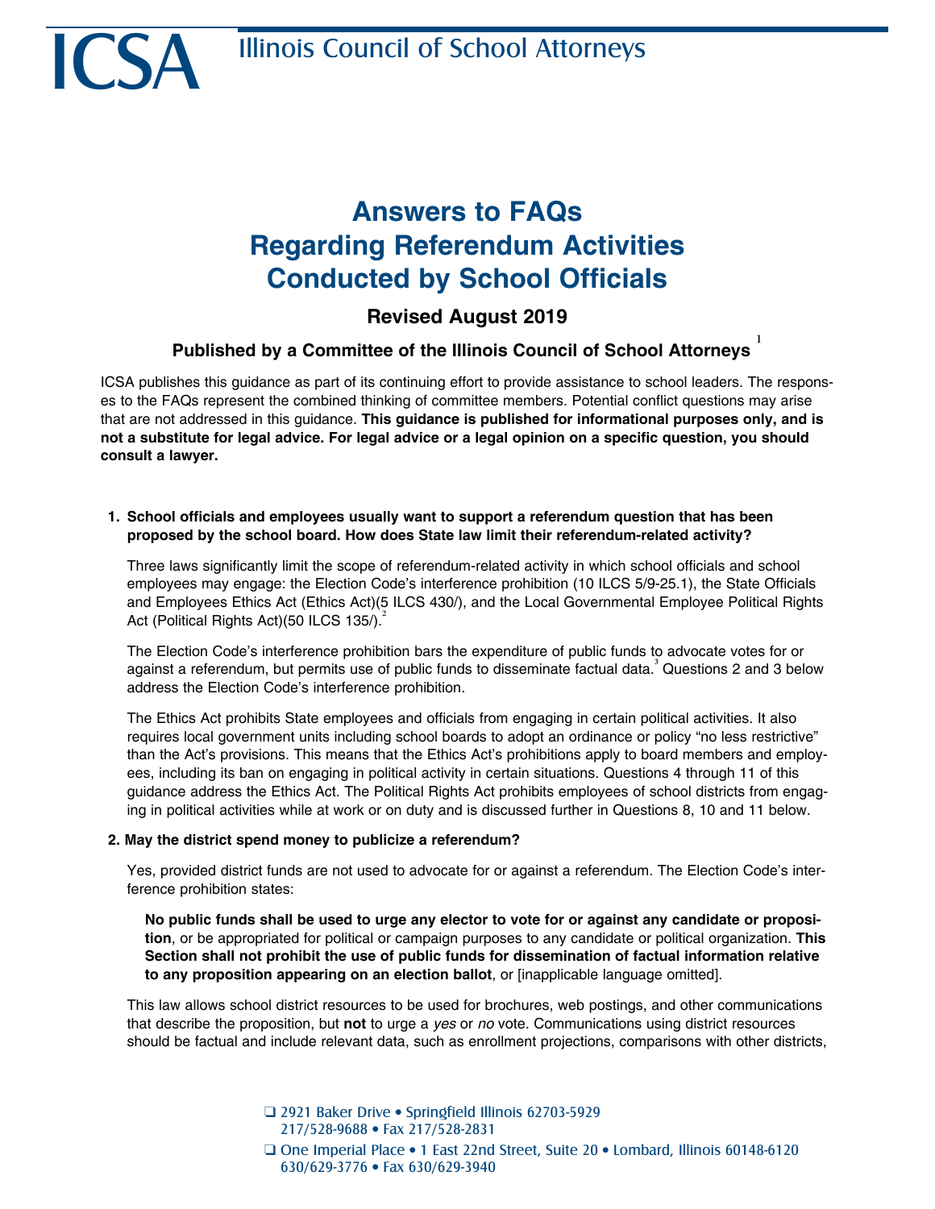ICSA Illinois Council of School Attorneys

# Answers to FAQs Regarding Referendum Activities Conducted by School Officials

## Revised August 2019

### Published by a Committee of the Illinois Council of School Attorneys [1]

ICSA publishes this guidance as part of its continuing effort to provide assistance to school leaders. The responses to the FAQs represent the combined thinking of committee members. Potential conflict questions may arise that are not addressed in this guidance. **This guidance is published for informational purposes only, and is not a substitute for legal advice. For legal advice or a legal opinion on a specific question, you should consult a lawyer.**

1. **School officials and employees usually want to support a referendum question that has been proposed by the school board. How does State law limit their referendum-related activity?**

   Three laws significantly limit the scope of referendum-related activity in which school officials and school employees may engage: the Election Code's interference prohibition (10 ILCS 5/9-25.1), the State Officials and Employees Ethics Act (Ethics Act)(5 ILCS 430/), and the Local Governmental Employee Political Rights Act (Political Rights Act)(50 ILCS 135/).[2]

   The Election Code's interference prohibition bars the expenditure of public funds to advocate votes for or against a referendum, but permits use of public funds to disseminate factual data.[3] Questions 2 and 3 below address the Election Code's interference prohibition.

   The Ethics Act prohibits State employees and officials from engaging in certain political activities. It also requires local government units including school boards to adopt an ordinance or policy "no less restrictive" than the Act's provisions. This means that the Ethics Act's prohibitions apply to board members and employees, including its ban on engaging in political activity in certain situations. Questions 4 through 11 of this guidance address the Ethics Act. The Political Rights Act prohibits employees of school districts from engaging in political activities while at work or on duty and is discussed further in Questions 8, 10 and 11 below.

2. **May the district spend money to publicize a referendum?**

   Yes, provided district funds are not used to advocate for or against a referendum. The Election Code's interference prohibition states:

   > **No public funds shall be used to urge any elector to vote for or against any candidate or proposition**, or be appropriated for political or campaign purposes to any candidate or political organization. **This Section shall not prohibit the use of public funds for dissemination of factual information relative to any proposition appearing on an election ballot**, or [inapplicable language omitted].

   This law allows school district resources to be used for brochures, web postings, and other communications that describe the proposition, but **not** to urge a *yes* or *no* vote. Communications using district resources should be factual and include relevant data, such as enrollment projections, comparisons with other districts,

2921 Baker Drive • Springfield Illinois 62703-5929
217/528-9688 • Fax 217/528-2831

One Imperial Place • 1 East 22nd Street, Suite 20 • Lombard, Illinois 60148-6120
630/629-3776 • Fax 630/629-3940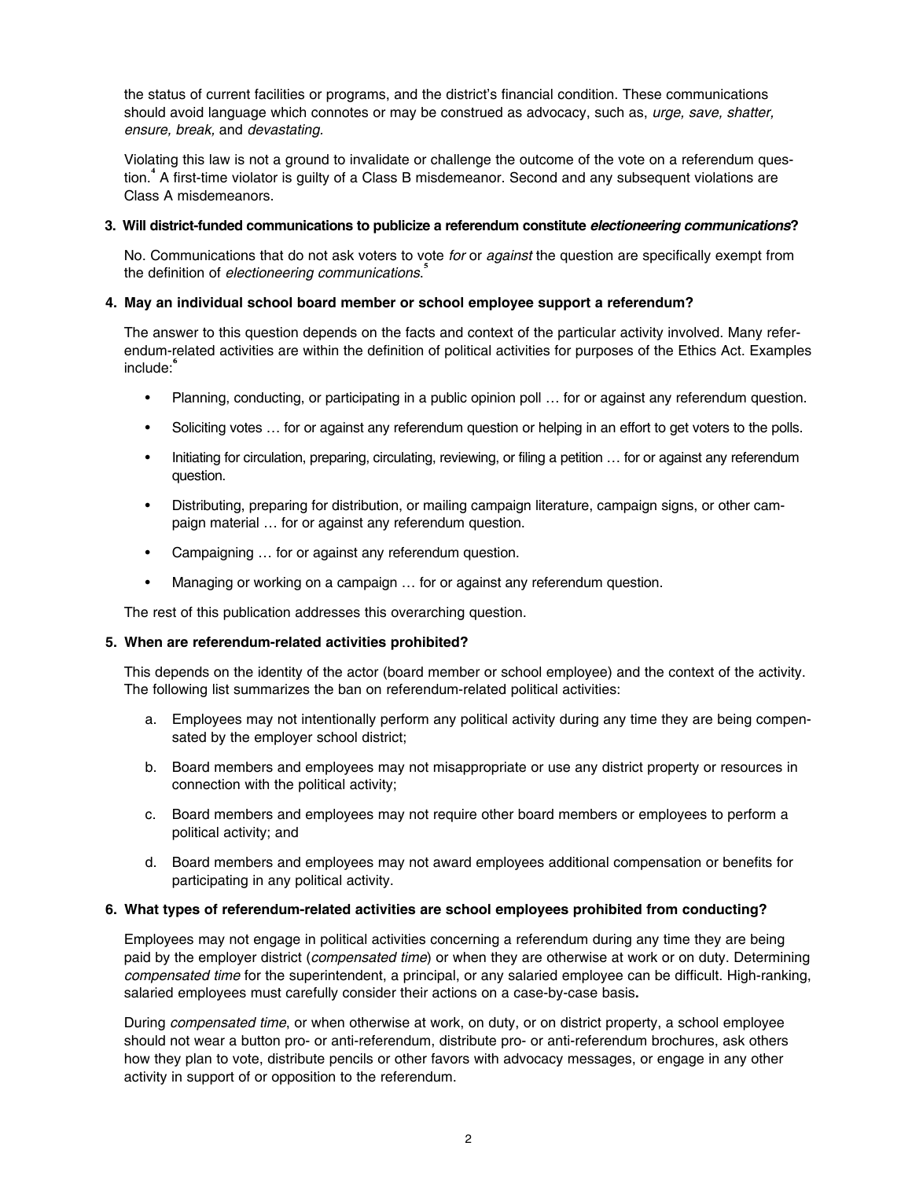the status of current facilities or programs, and the district's financial condition. These communications should avoid language which connotes or may be construed as advocacy, such as, *urge, save, shatter, ensure, break,* and *devastating*.

Violating this law is not a ground to invalidate or challenge the outcome of the vote on a referendum question.[4] A first-time violator is guilty of a Class B misdemeanor. Second and any subsequent violations are Class A misdemeanors.

**3. Will district-funded communications to publicize a referendum constitute *electioneering communications*?**

No. Communications that do not ask voters to vote *for* or *against* the question are specifically exempt from the definition of *electioneering communications*.[5]

**4. May an individual school board member or school employee support a referendum?**

The answer to this question depends on the facts and context of the particular activity involved. Many referendum-related activities are within the definition of political activities for purposes of the Ethics Act. Examples include:[6]

- Planning, conducting, or participating in a public opinion poll … for or against any referendum question.
- Soliciting votes … for or against any referendum question or helping in an effort to get voters to the polls.
- Initiating for circulation, preparing, circulating, reviewing, or filing a petition … for or against any referendum question.
- Distributing, preparing for distribution, or mailing campaign literature, campaign signs, or other campaign material … for or against any referendum question.
- Campaigning … for or against any referendum question.
- Managing or working on a campaign … for or against any referendum question.

The rest of this publication addresses this overarching question.

**5. When are referendum-related activities prohibited?**

This depends on the identity of the actor (board member or school employee) and the context of the activity. The following list summarizes the ban on referendum-related political activities:

a. Employees may not intentionally perform any political activity during any time they are being compensated by the employer school district;

b. Board members and employees may not misappropriate or use any district property or resources in connection with the political activity;

c. Board members and employees may not require other board members or employees to perform a political activity; and

d. Board members and employees may not award employees additional compensation or benefits for participating in any political activity.

**6. What types of referendum-related activities are school employees prohibited from conducting?**

Employees may not engage in political activities concerning a referendum during any time they are being paid by the employer district (*compensated time*) or when they are otherwise at work or on duty. Determining *compensated time* for the superintendent, a principal, or any salaried employee can be difficult. High-ranking, salaried employees must carefully consider their actions on a case-by-case basis**.**

During *compensated time*, or when otherwise at work, on duty, or on district property, a school employee should not wear a button pro- or anti-referendum, distribute pro- or anti-referendum brochures, ask others how they plan to vote, distribute pencils or other favors with advocacy messages, or engage in any other activity in support of or opposition to the referendum.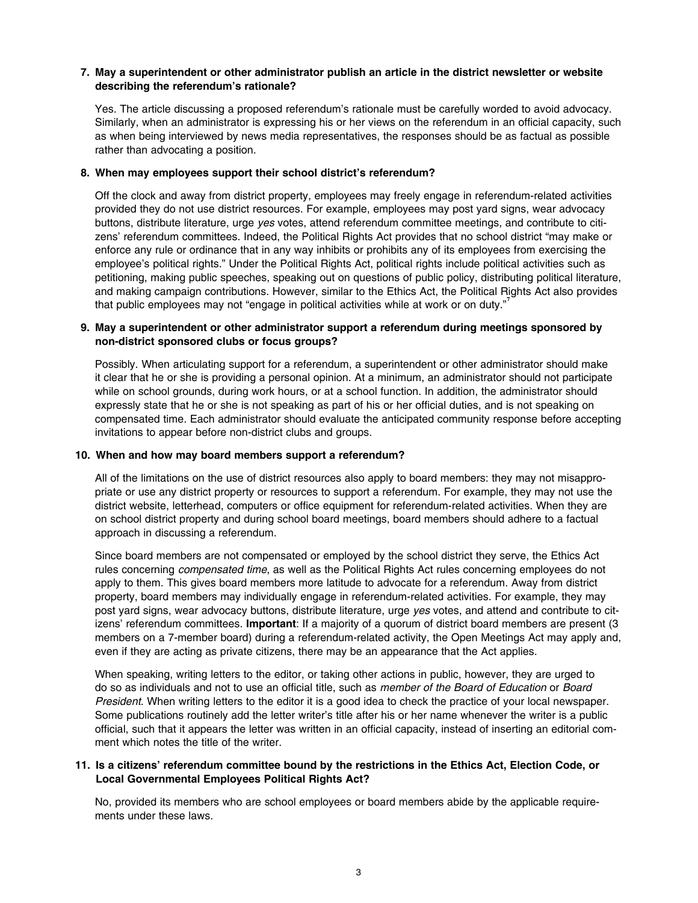**7. May a superintendent or other administrator publish an article in the district newsletter or website describing the referendum's rationale?**

Yes. The article discussing a proposed referendum's rationale must be carefully worded to avoid advocacy. Similarly, when an administrator is expressing his or her views on the referendum in an official capacity, such as when being interviewed by news media representatives, the responses should be as factual as possible rather than advocating a position.

**8. When may employees support their school district's referendum?**

Off the clock and away from district property, employees may freely engage in referendum-related activities provided they do not use district resources. For example, employees may post yard signs, wear advocacy buttons, distribute literature, urge *yes* votes, attend referendum committee meetings, and contribute to citizens' referendum committees. Indeed, the Political Rights Act provides that no school district "may make or enforce any rule or ordinance that in any way inhibits or prohibits any of its employees from exercising the employee's political rights." Under the Political Rights Act, political rights include political activities such as petitioning, making public speeches, speaking out on questions of public policy, distributing political literature, and making campaign contributions. However, similar to the Ethics Act, the Political Rights Act also provides that public employees may not "engage in political activities while at work or on duty."[7]

**9. May a superintendent or other administrator support a referendum during meetings sponsored by non-district sponsored clubs or focus groups?**

Possibly. When articulating support for a referendum, a superintendent or other administrator should make it clear that he or she is providing a personal opinion. At a minimum, an administrator should not participate while on school grounds, during work hours, or at a school function. In addition, the administrator should expressly state that he or she is not speaking as part of his or her official duties, and is not speaking on compensated time. Each administrator should evaluate the anticipated community response before accepting invitations to appear before non-district clubs and groups.

**10. When and how may board members support a referendum?**

All of the limitations on the use of district resources also apply to board members: they may not misappropriate or use any district property or resources to support a referendum. For example, they may not use the district website, letterhead, computers or office equipment for referendum-related activities. When they are on school district property and during school board meetings, board members should adhere to a factual approach in discussing a referendum.

Since board members are not compensated or employed by the school district they serve, the Ethics Act rules concerning *compensated time*, as well as the Political Rights Act rules concerning employees do not apply to them. This gives board members more latitude to advocate for a referendum. Away from district property, board members may individually engage in referendum-related activities. For example, they may post yard signs, wear advocacy buttons, distribute literature, urge *yes* votes, and attend and contribute to citizens' referendum committees. **Important**: If a majority of a quorum of district board members are present (3 members on a 7-member board) during a referendum-related activity, the Open Meetings Act may apply and, even if they are acting as private citizens, there may be an appearance that the Act applies.

When speaking, writing letters to the editor, or taking other actions in public, however, they are urged to do so as individuals and not to use an official title, such as *member of the Board of Education* or *Board President*. When writing letters to the editor it is a good idea to check the practice of your local newspaper. Some publications routinely add the letter writer's title after his or her name whenever the writer is a public official, such that it appears the letter was written in an official capacity, instead of inserting an editorial comment which notes the title of the writer.

**11. Is a citizens' referendum committee bound by the restrictions in the Ethics Act, Election Code, or Local Governmental Employees Political Rights Act?**

No, provided its members who are school employees or board members abide by the applicable requirements under these laws.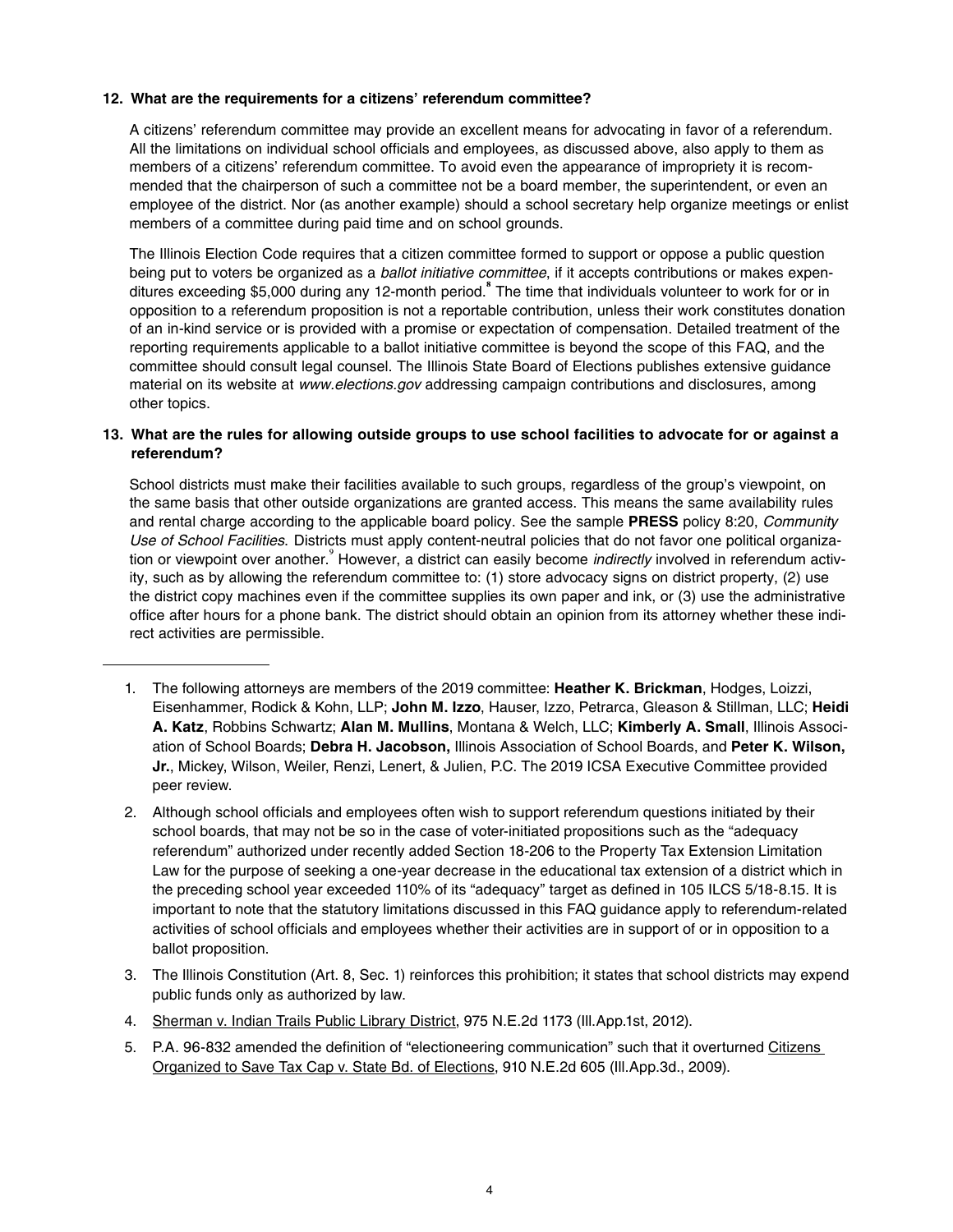**12. What are the requirements for a citizens' referendum committee?**

A citizens' referendum committee may provide an excellent means for advocating in favor of a referendum. All the limitations on individual school officials and employees, as discussed above, also apply to them as members of a citizens' referendum committee. To avoid even the appearance of impropriety it is recommended that the chairperson of such a committee not be a board member, the superintendent, or even an employee of the district. Nor (as another example) should a school secretary help organize meetings or enlist members of a committee during paid time and on school grounds.

The Illinois Election Code requires that a citizen committee formed to support or oppose a public question being put to voters be organized as a *ballot initiative committee*, if it accepts contributions or makes expenditures exceeding $5,000 during any 12-month period.[8] The time that individuals volunteer to work for or in opposition to a referendum proposition is not a reportable contribution, unless their work constitutes donation of an in-kind service or is provided with a promise or expectation of compensation. Detailed treatment of the reporting requirements applicable to a ballot initiative committee is beyond the scope of this FAQ, and the committee should consult legal counsel. The Illinois State Board of Elections publishes extensive guidance material on its website at *www.elections.gov* addressing campaign contributions and disclosures, among other topics.

**13. What are the rules for allowing outside groups to use school facilities to advocate for or against a referendum?**

School districts must make their facilities available to such groups, regardless of the group's viewpoint, on the same basis that other outside organizations are granted access. This means the same availability rules and rental charge according to the applicable board policy. See the sample **PRESS** policy 8:20, *Community Use of School Facilities.* Districts must apply content-neutral policies that do not favor one political organization or viewpoint over another.[9] However, a district can easily become *indirectly* involved in referendum activity, such as by allowing the referendum committee to: (1) store advocacy signs on district property, (2) use the district copy machines even if the committee supplies its own paper and ink, or (3) use the administrative office after hours for a phone bank. The district should obtain an opinion from its attorney whether these indirect activities are permissible.

---

1. The following attorneys are members of the 2019 committee: **Heather K. Brickman**, Hodges, Loizzi, Eisenhammer, Rodick & Kohn, LLP; **John M. Izzo**, Hauser, Izzo, Petrarca, Gleason & Stillman, LLC; **Heidi A. Katz**, Robbins Schwartz; **Alan M. Mullins**, Montana & Welch, LLC; **Kimberly A. Small**, Illinois Association of School Boards; **Debra H. Jacobson,** Illinois Association of School Boards, and **Peter K. Wilson, Jr.**, Mickey, Wilson, Weiler, Renzi, Lenert, & Julien, P.C. The 2019 ICSA Executive Committee provided peer review.

2. Although school officials and employees often wish to support referendum questions initiated by their school boards, that may not be so in the case of voter-initiated propositions such as the "adequacy referendum" authorized under recently added Section 18-206 to the Property Tax Extension Limitation Law for the purpose of seeking a one-year decrease in the educational tax extension of a district which in the preceding school year exceeded 110% of its "adequacy" target as defined in 105 ILCS 5/18-8.15. It is important to note that the statutory limitations discussed in this FAQ guidance apply to referendum-related activities of school officials and employees whether their activities are in support of or in opposition to a ballot proposition.

3. The Illinois Constitution (Art. 8, Sec. 1) reinforces this prohibition; it states that school districts may expend public funds only as authorized by law.

4. Sherman v. Indian Trails Public Library District, 975 N.E.2d 1173 (Ill.App.1st, 2012).

5. P.A. 96-832 amended the definition of "electioneering communication" such that it overturned Citizens Organized to Save Tax Cap v. State Bd. of Elections, 910 N.E.2d 605 (Ill.App.3d., 2009).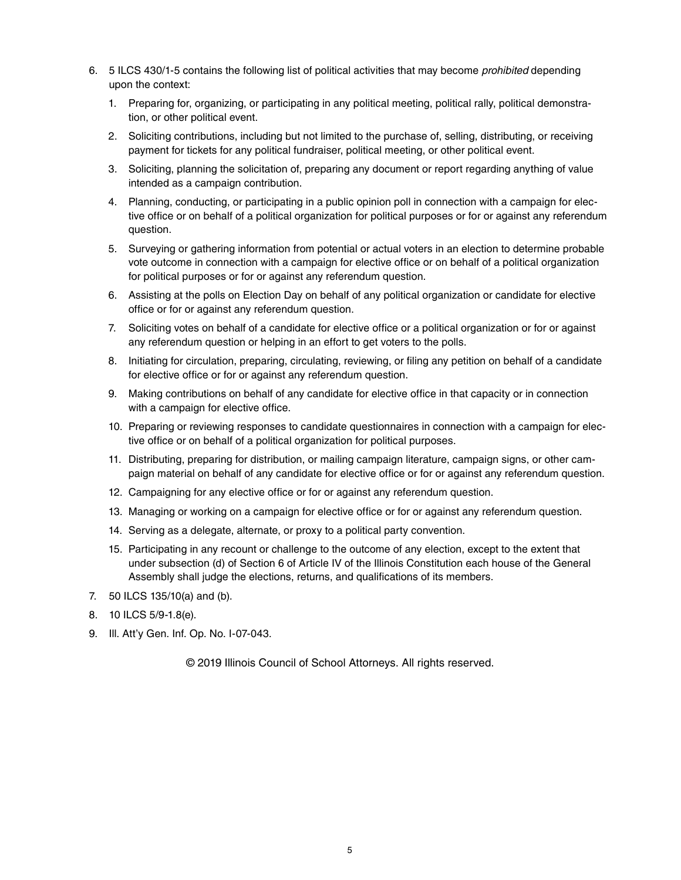6. 5 ILCS 430/1-5 contains the following list of political activities that may become *prohibited* depending upon the context:
    1. Preparing for, organizing, or participating in any political meeting, political rally, political demonstration, or other political event.
    2. Soliciting contributions, including but not limited to the purchase of, selling, distributing, or receiving payment for tickets for any political fundraiser, political meeting, or other political event.
    3. Soliciting, planning the solicitation of, preparing any document or report regarding anything of value intended as a campaign contribution.
    4. Planning, conducting, or participating in a public opinion poll in connection with a campaign for elective office or on behalf of a political organization for political purposes or for or against any referendum question.
    5. Surveying or gathering information from potential or actual voters in an election to determine probable vote outcome in connection with a campaign for elective office or on behalf of a political organization for political purposes or for or against any referendum question.
    6. Assisting at the polls on Election Day on behalf of any political organization or candidate for elective office or for or against any referendum question.
    7. Soliciting votes on behalf of a candidate for elective office or a political organization or for or against any referendum question or helping in an effort to get voters to the polls.
    8. Initiating for circulation, preparing, circulating, reviewing, or filing any petition on behalf of a candidate for elective office or for or against any referendum question.
    9. Making contributions on behalf of any candidate for elective office in that capacity or in connection with a campaign for elective office.
    10. Preparing or reviewing responses to candidate questionnaires in connection with a campaign for elective office or on behalf of a political organization for political purposes.
    11. Distributing, preparing for distribution, or mailing campaign literature, campaign signs, or other campaign material on behalf of any candidate for elective office or for or against any referendum question.
    12. Campaigning for any elective office or for or against any referendum question.
    13. Managing or working on a campaign for elective office or for or against any referendum question.
    14. Serving as a delegate, alternate, or proxy to a political party convention.
    15. Participating in any recount or challenge to the outcome of any election, except to the extent that under subsection (d) of Section 6 of Article IV of the Illinois Constitution each house of the General Assembly shall judge the elections, returns, and qualifications of its members.
7. 50 ILCS 135/10(a) and (b).
8. 10 ILCS 5/9-1.8(e).
9. Ill. Att'y Gen. Inf. Op. No. I-07-043.

© 2019 Illinois Council of School Attorneys. All rights reserved.